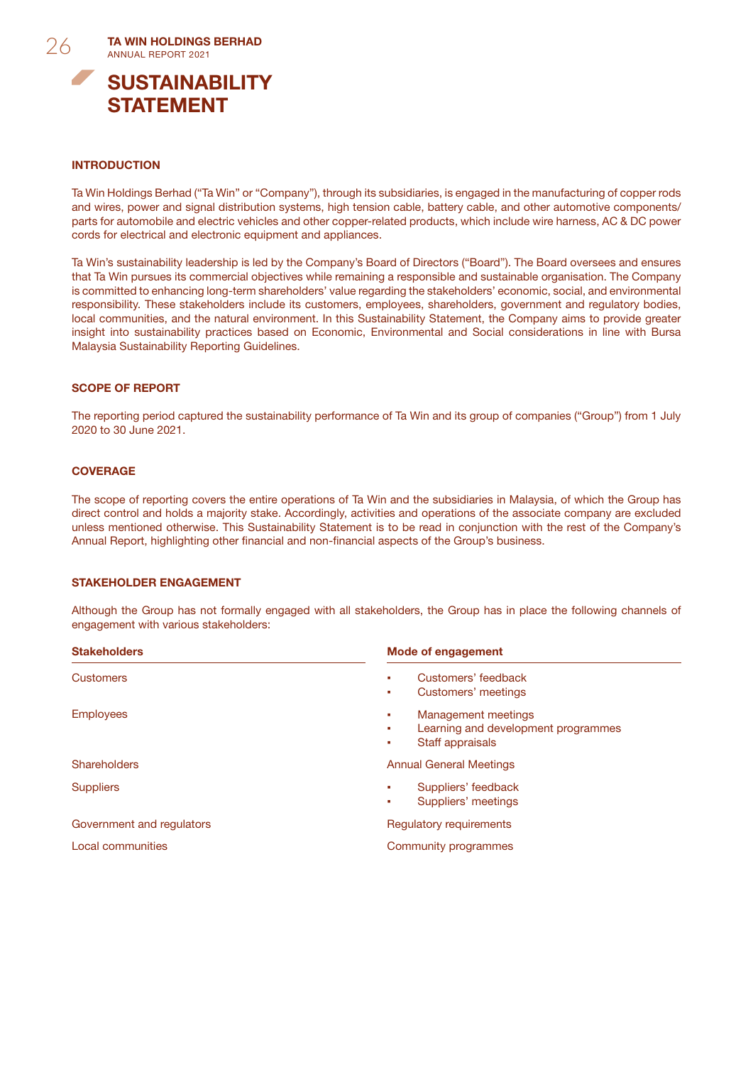# SUSTAINABILITY STATEMENT

## INTRODUCTION

Ta Win Holdings Berhad ("Ta Win" or "Company"), through its subsidiaries, is engaged in the manufacturing of copper rods and wires, power and signal distribution systems, high tension cable, battery cable, and other automotive components/parts for automobile and electric vehicles and other copper-related products, which include wire harness, AC & DC power cords for electrical and electronic equipment and appliances.

Ta Win's sustainability leadership is led by the Company's Board of Directors ("Board"). The Board oversees and ensures that Ta Win pursues its commercial objectives while remaining a responsible and sustainable organisation. The Company is committed to enhancing long-term shareholders' value regarding the stakeholders' economic, social, and environmental responsibility. These stakeholders include its customers, employees, shareholders, government and regulatory bodies, local communities, and the natural environment. In this Sustainability Statement, the Company aims to provide greater insight into sustainability practices based on Economic, Environmental and Social considerations in line with Bursa Malaysia Sustainability Reporting Guidelines.

## SCOPE OF REPORT

The reporting period captured the sustainability performance of Ta Win and its group of companies ("Group") from 1 July 2020 to 30 June 2021.

## COVERAGE

The scope of reporting covers the entire operations of Ta Win and the subsidiaries in Malaysia, of which the Group has direct control and holds a majority stake. Accordingly, activities and operations of the associate company are excluded unless mentioned otherwise. This Sustainability Statement is to be read in conjunction with the rest of the Company's Annual Report, highlighting other financial and non-financial aspects of the Group's business.

## STAKEHOLDER ENGAGEMENT

Although the Group has not formally engaged with all stakeholders, the Group has in place the following channels of engagement with various stakeholders:

| Stakeholders | Mode of engagement |
|---|---|
| Customers | ▪ Customers' feedback<br>▪ Customers' meetings |
| Employees | ▪ Management meetings<br>▪ Learning and development programmes<br>▪ Staff appraisals |
| Shareholders | Annual General Meetings |
| Suppliers | ▪ Suppliers' feedback<br>▪ Suppliers' meetings |
| Government and regulators | Regulatory requirements |
| Local communities | Community programmes |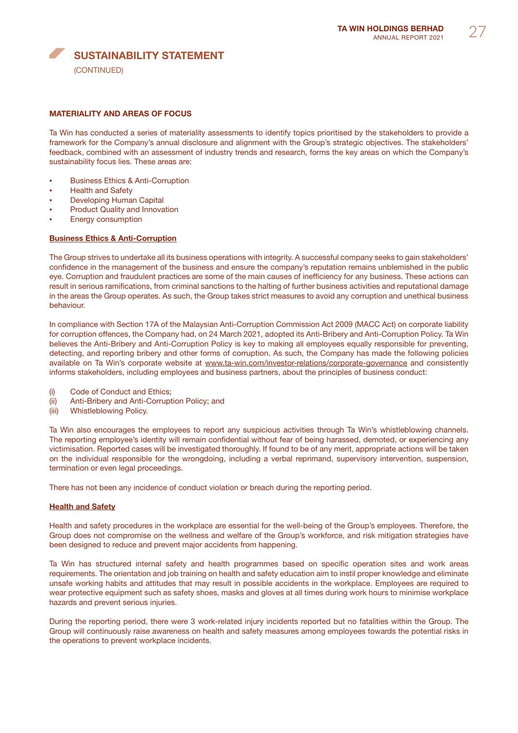# SUSTAINABILITY STATEMENT

(CONTINUED)

## MATERIALITY AND AREAS OF FOCUS

Ta Win has conducted a series of materiality assessments to identify topics prioritised by the stakeholders to provide a framework for the Company's annual disclosure and alignment with the Group's strategic objectives. The stakeholders' feedback, combined with an assessment of industry trends and research, forms the key areas on which the Company's sustainability focus lies. These areas are:

- Business Ethics & Anti-Corruption
- Health and Safety
- Developing Human Capital
- Product Quality and Innovation
- Energy consumption

### Business Ethics & Anti-Corruption

The Group strives to undertake all its business operations with integrity. A successful company seeks to gain stakeholders' confidence in the management of the business and ensure the company's reputation remains unblemished in the public eye. Corruption and fraudulent practices are some of the main causes of inefficiency for any business. These actions can result in serious ramifications, from criminal sanctions to the halting of further business activities and reputational damage in the areas the Group operates. As such, the Group takes strict measures to avoid any corruption and unethical business behaviour.

In compliance with Section 17A of the Malaysian Anti-Corruption Commission Act 2009 (MACC Act) on corporate liability for corruption offences, the Company had, on 24 March 2021, adopted its Anti-Bribery and Anti-Corruption Policy. Ta Win believes the Anti-Bribery and Anti-Corruption Policy is key to making all employees equally responsible for preventing, detecting, and reporting bribery and other forms of corruption. As such, the Company has made the following policies available on Ta Win's corporate website at www.ta-win.com/investor-relations/corporate-governance and consistently informs stakeholders, including employees and business partners, about the principles of business conduct:

(i) Code of Conduct and Ethics;
(ii) Anti-Bribery and Anti-Corruption Policy; and
(iii) Whistleblowing Policy.

Ta Win also encourages the employees to report any suspicious activities through Ta Win's whistleblowing channels. The reporting employee's identity will remain confidential without fear of being harassed, demoted, or experiencing any victimisation. Reported cases will be investigated thoroughly. If found to be of any merit, appropriate actions will be taken on the individual responsible for the wrongdoing, including a verbal reprimand, supervisory intervention, suspension, termination or even legal proceedings.

There has not been any incidence of conduct violation or breach during the reporting period.

### Health and Safety

Health and safety procedures in the workplace are essential for the well-being of the Group's employees. Therefore, the Group does not compromise on the wellness and welfare of the Group's workforce, and risk mitigation strategies have been designed to reduce and prevent major accidents from happening.

Ta Win has structured internal safety and health programmes based on specific operation sites and work areas requirements. The orientation and job training on health and safety education aim to instil proper knowledge and eliminate unsafe working habits and attitudes that may result in possible accidents in the workplace. Employees are required to wear protective equipment such as safety shoes, masks and gloves at all times during work hours to minimise workplace hazards and prevent serious injuries.

During the reporting period, there were 3 work-related injury incidents reported but no fatalities within the Group. The Group will continuously raise awareness on health and safety measures among employees towards the potential risks in the operations to prevent workplace incidents.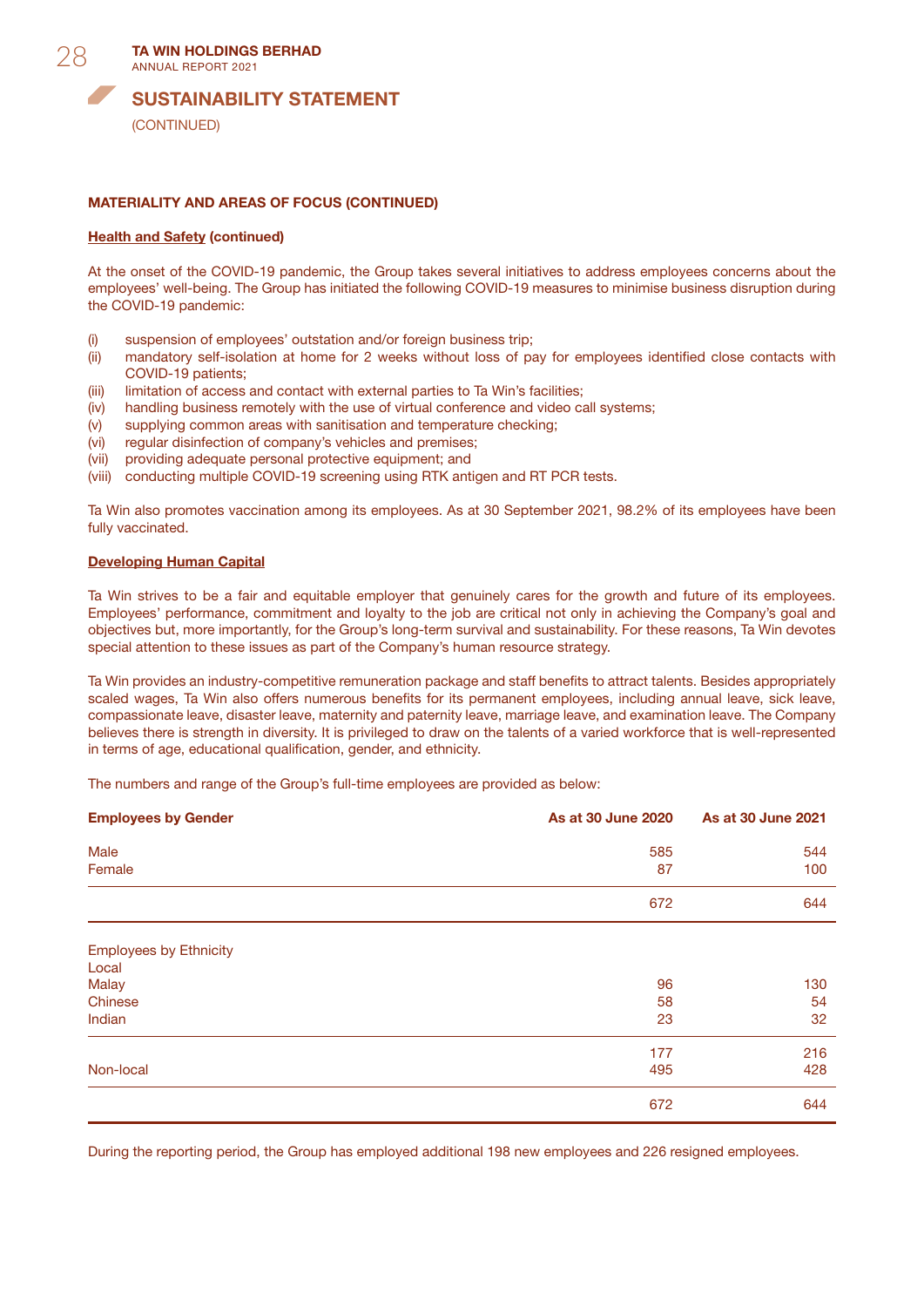## SUSTAINABILITY STATEMENT

(CONTINUED)

### MATERIALITY AND AREAS OF FOCUS (CONTINUED)

**Health and Safety (continued)**

At the onset of the COVID-19 pandemic, the Group takes several initiatives to address employees concerns about the employees' well-being. The Group has initiated the following COVID-19 measures to minimise business disruption during the COVID-19 pandemic:

(i) suspension of employees' outstation and/or foreign business trip;
(ii) mandatory self-isolation at home for 2 weeks without loss of pay for employees identified close contacts with COVID-19 patients;
(iii) limitation of access and contact with external parties to Ta Win's facilities;
(iv) handling business remotely with the use of virtual conference and video call systems;
(v) supplying common areas with sanitisation and temperature checking;
(vi) regular disinfection of company's vehicles and premises;
(vii) providing adequate personal protective equipment; and
(viii) conducting multiple COVID-19 screening using RTK antigen and RT PCR tests.

Ta Win also promotes vaccination among its employees. As at 30 September 2021, 98.2% of its employees have been fully vaccinated.

**Developing Human Capital**

Ta Win strives to be a fair and equitable employer that genuinely cares for the growth and future of its employees. Employees' performance, commitment and loyalty to the job are critical not only in achieving the Company's goal and objectives but, more importantly, for the Group's long-term survival and sustainability. For these reasons, Ta Win devotes special attention to these issues as part of the Company's human resource strategy.

Ta Win provides an industry-competitive remuneration package and staff benefits to attract talents. Besides appropriately scaled wages, Ta Win also offers numerous benefits for its permanent employees, including annual leave, sick leave, compassionate leave, disaster leave, maternity and paternity leave, marriage leave, and examination leave. The Company believes there is strength in diversity. It is privileged to draw on the talents of a varied workforce that is well-represented in terms of age, educational qualification, gender, and ethnicity.

The numbers and range of the Group's full-time employees are provided as below:

| **Employees by Gender** | **As at 30 June 2020** | **As at 30 June 2021** |
|---|---|---|
| Male | 585 | 544 |
| Female | 87 | 100 |
| | 672 | 644 |
| Employees by Ethnicity | | |
| Local | | |
| Malay | 96 | 130 |
| Chinese | 58 | 54 |
| Indian | 23 | 32 |
| | 177 | 216 |
| Non-local | 495 | 428 |
| | 672 | 644 |

During the reporting period, the Group has employed additional 198 new employees and 226 resigned employees.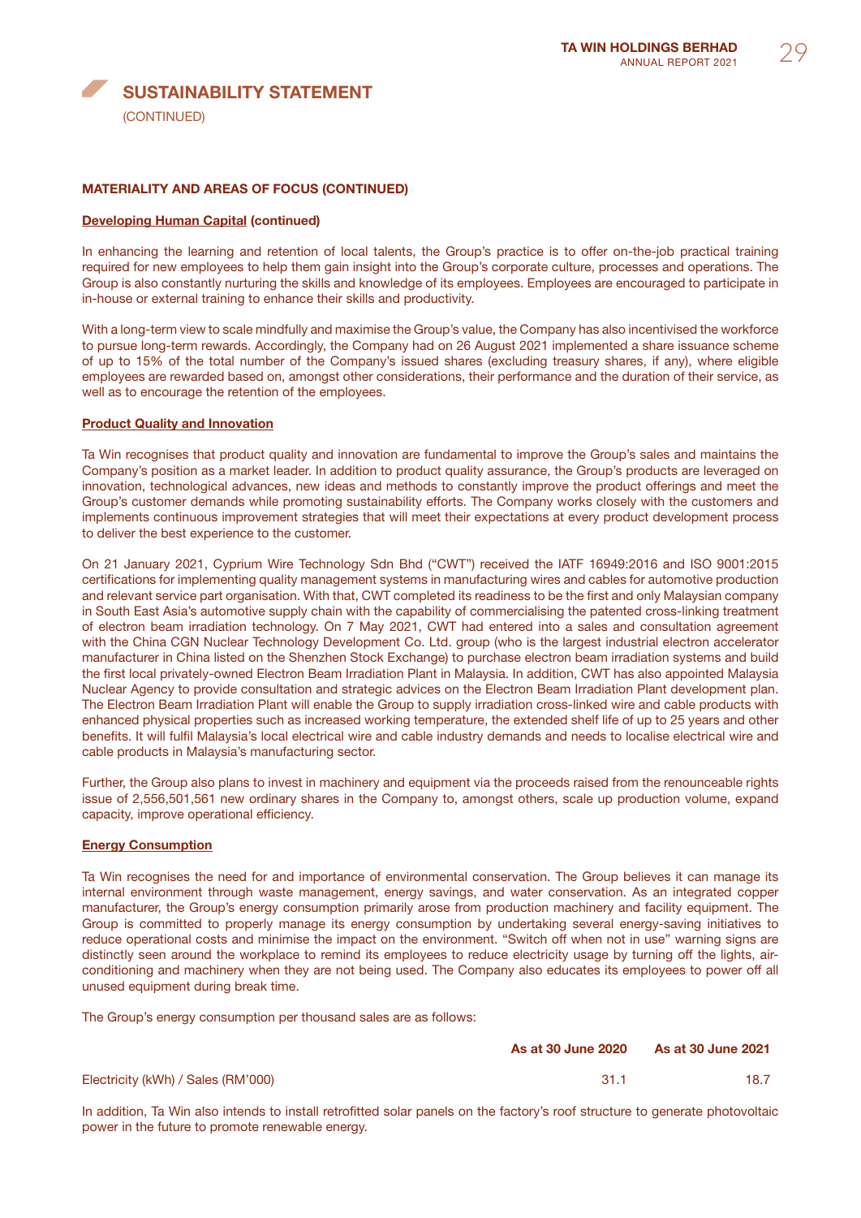# SUSTAINABILITY STATEMENT

(CONTINUED)

## MATERIALITY AND AREAS OF FOCUS (CONTINUED)

### Developing Human Capital (continued)

In enhancing the learning and retention of local talents, the Group's practice is to offer on-the-job practical training required for new employees to help them gain insight into the Group's corporate culture, processes and operations. The Group is also constantly nurturing the skills and knowledge of its employees. Employees are encouraged to participate in in-house or external training to enhance their skills and productivity.

With a long-term view to scale mindfully and maximise the Group's value, the Company has also incentivised the workforce to pursue long-term rewards. Accordingly, the Company had on 26 August 2021 implemented a share issuance scheme of up to 15% of the total number of the Company's issued shares (excluding treasury shares, if any), where eligible employees are rewarded based on, amongst other considerations, their performance and the duration of their service, as well as to encourage the retention of the employees.

### Product Quality and Innovation

Ta Win recognises that product quality and innovation are fundamental to improve the Group's sales and maintains the Company's position as a market leader. In addition to product quality assurance, the Group's products are leveraged on innovation, technological advances, new ideas and methods to constantly improve the product offerings and meet the Group's customer demands while promoting sustainability efforts. The Company works closely with the customers and implements continuous improvement strategies that will meet their expectations at every product development process to deliver the best experience to the customer.

On 21 January 2021, Cyprium Wire Technology Sdn Bhd ("CWT") received the IATF 16949:2016 and ISO 9001:2015 certifications for implementing quality management systems in manufacturing wires and cables for automotive production and relevant service part organisation. With that, CWT completed its readiness to be the first and only Malaysian company in South East Asia's automotive supply chain with the capability of commercialising the patented cross-linking treatment of electron beam irradiation technology. On 7 May 2021, CWT had entered into a sales and consultation agreement with the China CGN Nuclear Technology Development Co. Ltd. group (who is the largest industrial electron accelerator manufacturer in China listed on the Shenzhen Stock Exchange) to purchase electron beam irradiation systems and build the first local privately-owned Electron Beam Irradiation Plant in Malaysia. In addition, CWT has also appointed Malaysia Nuclear Agency to provide consultation and strategic advices on the Electron Beam Irradiation Plant development plan. The Electron Beam Irradiation Plant will enable the Group to supply irradiation cross-linked wire and cable products with enhanced physical properties such as increased working temperature, the extended shelf life of up to 25 years and other benefits. It will fulfil Malaysia's local electrical wire and cable industry demands and needs to localise electrical wire and cable products in Malaysia's manufacturing sector.

Further, the Group also plans to invest in machinery and equipment via the proceeds raised from the renounceable rights issue of 2,556,501,561 new ordinary shares in the Company to, amongst others, scale up production volume, expand capacity, improve operational efficiency.

### Energy Consumption

Ta Win recognises the need for and importance of environmental conservation. The Group believes it can manage its internal environment through waste management, energy savings, and water conservation. As an integrated copper manufacturer, the Group's energy consumption primarily arose from production machinery and facility equipment. The Group is committed to properly manage its energy consumption by undertaking several energy-saving initiatives to reduce operational costs and minimise the impact on the environment. "Switch off when not in use" warning signs are distinctly seen around the workplace to remind its employees to reduce electricity usage by turning off the lights, air-conditioning and machinery when they are not being used. The Company also educates its employees to power off all unused equipment during break time.

The Group's energy consumption per thousand sales are as follows:

| | As at 30 June 2020 | As at 30 June 2021 |
|---|---|---|
| Electricity (kWh) / Sales (RM'000) | 31.1 | 18.7 |

In addition, Ta Win also intends to install retrofitted solar panels on the factory's roof structure to generate photovoltaic power in the future to promote renewable energy.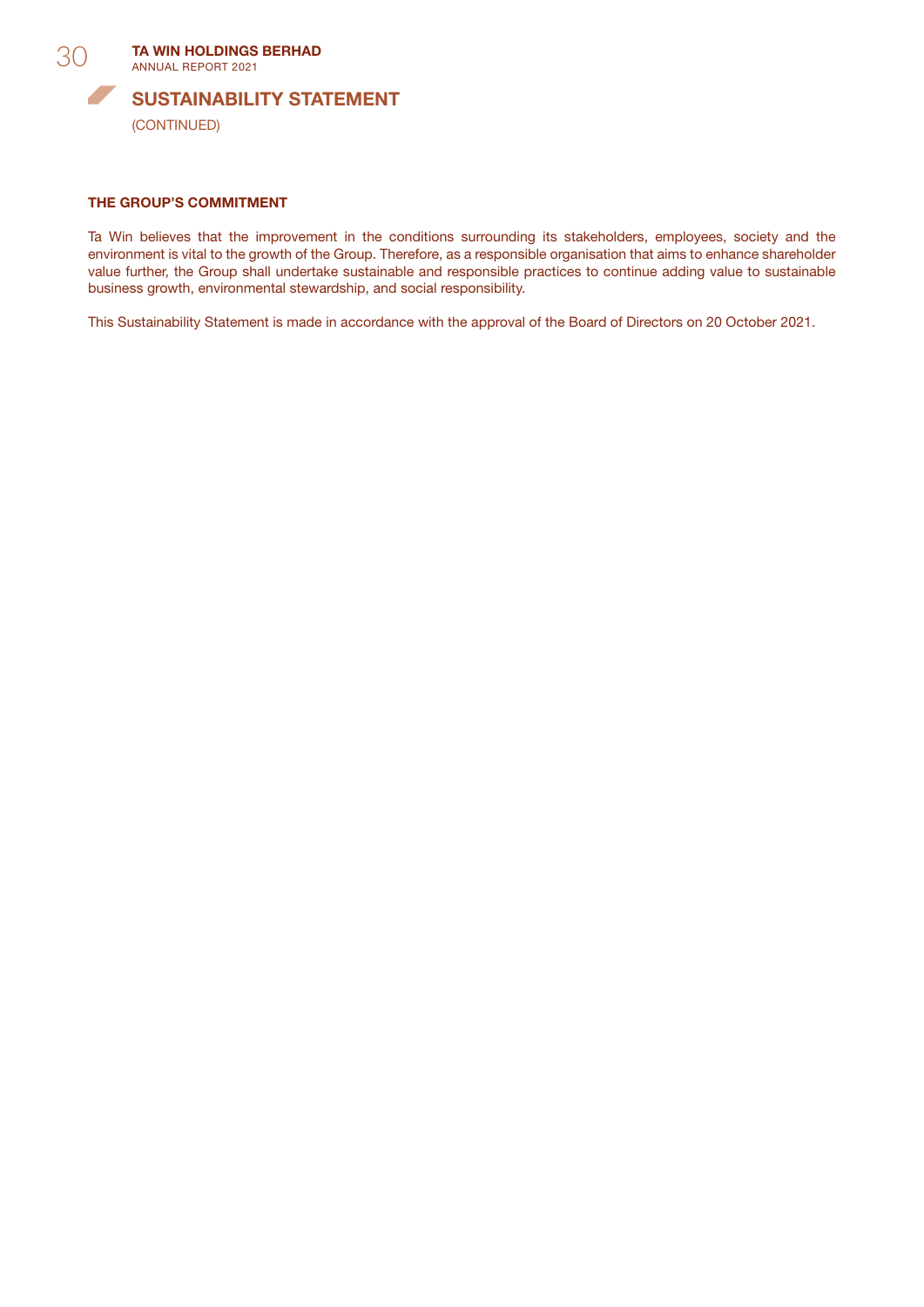## SUSTAINABILITY STATEMENT

(CONTINUED)

### THE GROUP'S COMMITMENT

Ta Win believes that the improvement in the conditions surrounding its stakeholders, employees, society and the environment is vital to the growth of the Group. Therefore, as a responsible organisation that aims to enhance shareholder value further, the Group shall undertake sustainable and responsible practices to continue adding value to sustainable business growth, environmental stewardship, and social responsibility.

This Sustainability Statement is made in accordance with the approval of the Board of Directors on 20 October 2021.